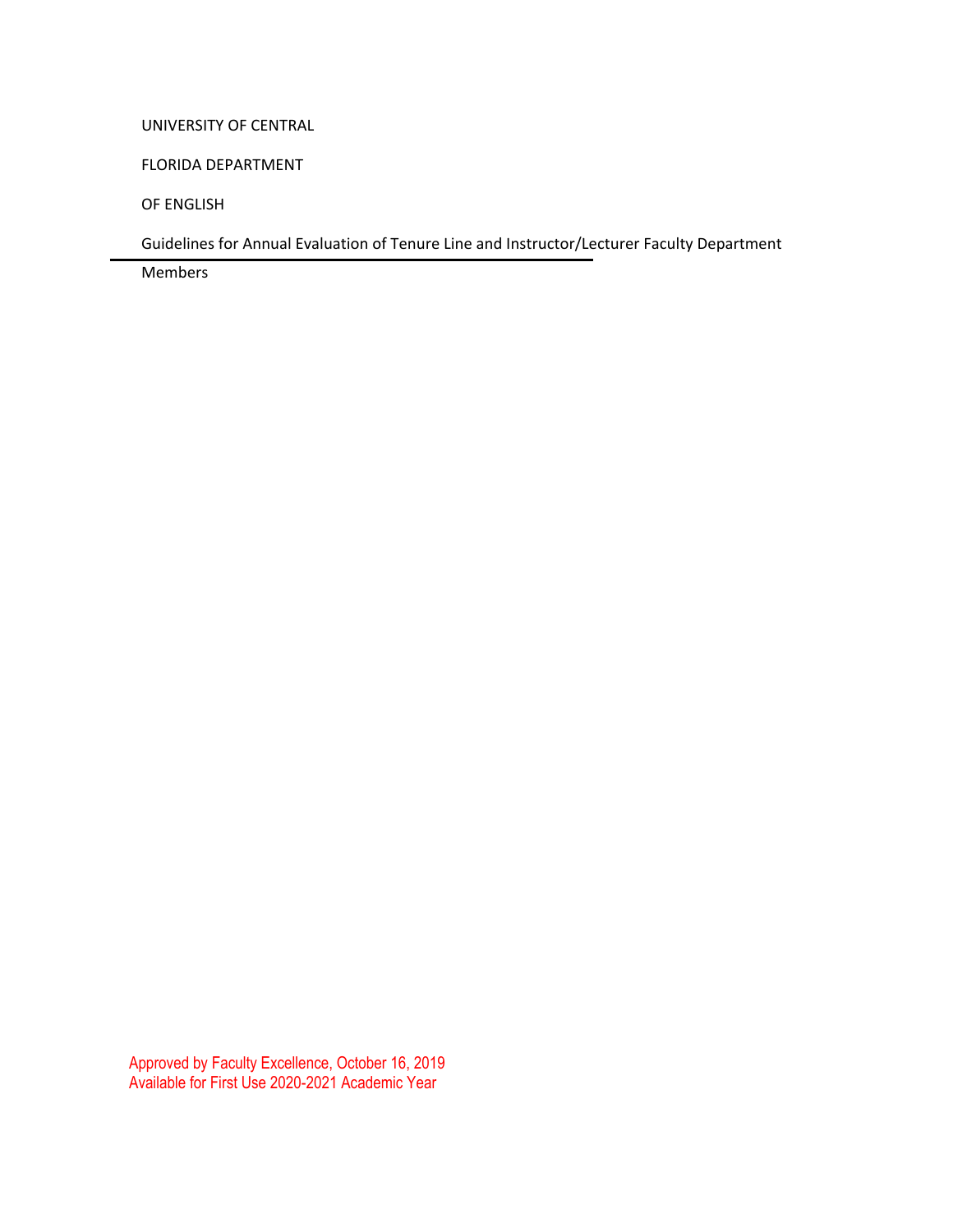UNIVERSITY OF CENTRAL

FLORIDA DEPARTMENT

OF ENGLISH

Guidelines for Annual Evaluation of Tenure Line and Instructor/Lecturer Faculty Department Members

Approved by Faculty Excellence, October 16, 2019
Available for First Use 2020-2021 Academic Year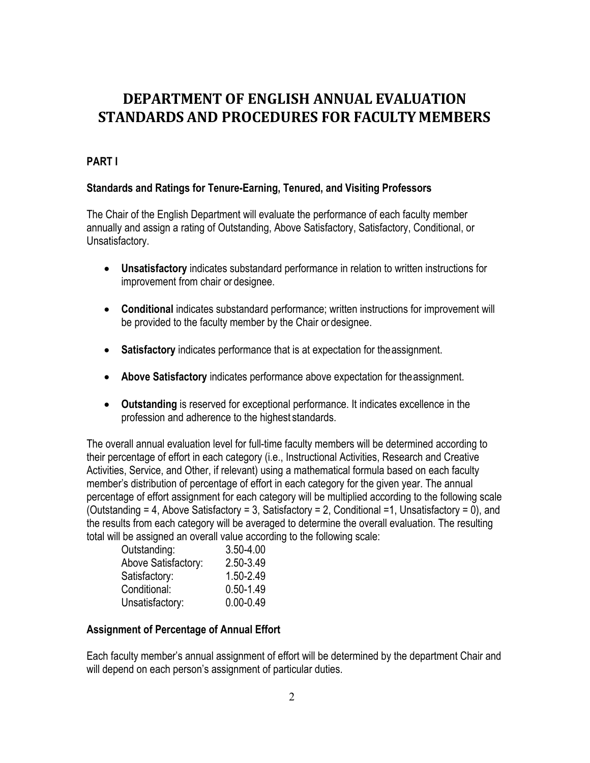# DEPARTMENT OF ENGLISH ANNUAL EVALUATION STANDARDS AND PROCEDURES FOR FACULTY MEMBERS

## PART I

### Standards and Ratings for Tenure-Earning, Tenured, and Visiting Professors

The Chair of the English Department will evaluate the performance of each faculty member annually and assign a rating of Outstanding, Above Satisfactory, Satisfactory, Conditional, or Unsatisfactory.

- **Unsatisfactory** indicates substandard performance in relation to written instructions for improvement from chair or designee.
- **Conditional** indicates substandard performance; written instructions for improvement will be provided to the faculty member by the Chair or designee.
- **Satisfactory** indicates performance that is at expectation for the assignment.
- **Above Satisfactory** indicates performance above expectation for the assignment.
- **Outstanding** is reserved for exceptional performance. It indicates excellence in the profession and adherence to the highest standards.

The overall annual evaluation level for full-time faculty members will be determined according to their percentage of effort in each category (i.e., Instructional Activities, Research and Creative Activities, Service, and Other, if relevant) using a mathematical formula based on each faculty member's distribution of percentage of effort in each category for the given year. The annual percentage of effort assignment for each category will be multiplied according to the following scale (Outstanding = 4, Above Satisfactory = 3, Satisfactory = 2, Conditional =1, Unsatisfactory = 0), and the results from each category will be averaged to determine the overall evaluation. The resulting total will be assigned an overall value according to the following scale:

| | |
|---|---|
| Outstanding: | 3.50-4.00 |
| Above Satisfactory: | 2.50-3.49 |
| Satisfactory: | 1.50-2.49 |
| Conditional: | 0.50-1.49 |
| Unsatisfactory: | 0.00-0.49 |

### Assignment of Percentage of Annual Effort

Each faculty member's annual assignment of effort will be determined by the department Chair and will depend on each person's assignment of particular duties.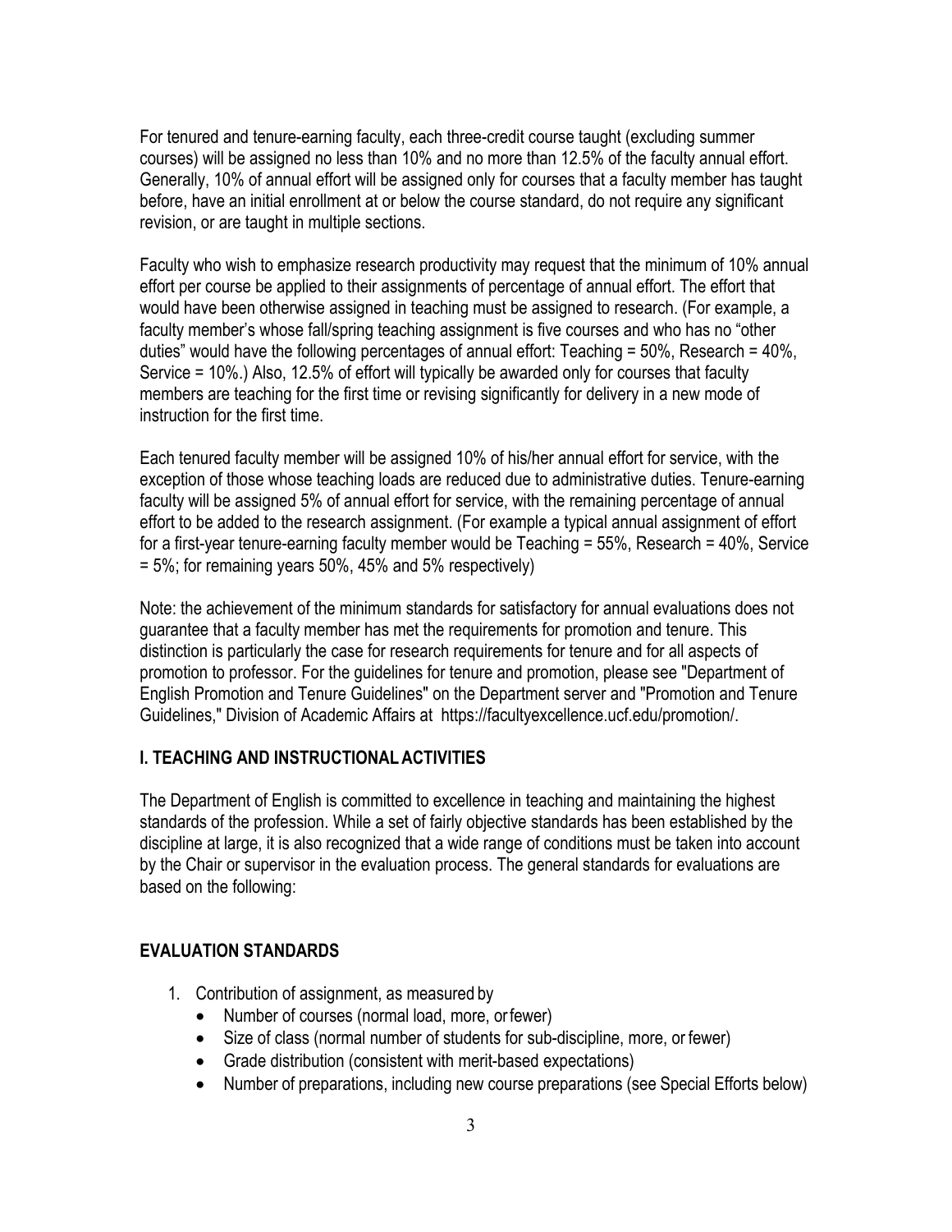For tenured and tenure-earning faculty, each three-credit course taught (excluding summer courses) will be assigned no less than 10% and no more than 12.5% of the faculty annual effort. Generally, 10% of annual effort will be assigned only for courses that a faculty member has taught before, have an initial enrollment at or below the course standard, do not require any significant revision, or are taught in multiple sections.

Faculty who wish to emphasize research productivity may request that the minimum of 10% annual effort per course be applied to their assignments of percentage of annual effort. The effort that would have been otherwise assigned in teaching must be assigned to research. (For example, a faculty member's whose fall/spring teaching assignment is five courses and who has no "other duties" would have the following percentages of annual effort: Teaching = 50%, Research = 40%, Service = 10%.) Also, 12.5% of effort will typically be awarded only for courses that faculty members are teaching for the first time or revising significantly for delivery in a new mode of instruction for the first time.

Each tenured faculty member will be assigned 10% of his/her annual effort for service, with the exception of those whose teaching loads are reduced due to administrative duties. Tenure-earning faculty will be assigned 5% of annual effort for service, with the remaining percentage of annual effort to be added to the research assignment. (For example a typical annual assignment of effort for a first-year tenure-earning faculty member would be Teaching = 55%, Research = 40%, Service = 5%; for remaining years 50%, 45% and 5% respectively)

Note: the achievement of the minimum standards for satisfactory for annual evaluations does not guarantee that a faculty member has met the requirements for promotion and tenure. This distinction is particularly the case for research requirements for tenure and for all aspects of promotion to professor. For the guidelines for tenure and promotion, please see "Department of English Promotion and Tenure Guidelines" on the Department server and "Promotion and Tenure Guidelines," Division of Academic Affairs at https://facultyexcellence.ucf.edu/promotion/.

## I. TEACHING AND INSTRUCTIONAL ACTIVITIES

The Department of English is committed to excellence in teaching and maintaining the highest standards of the profession. While a set of fairly objective standards has been established by the discipline at large, it is also recognized that a wide range of conditions must be taken into account by the Chair or supervisor in the evaluation process. The general standards for evaluations are based on the following:

## EVALUATION STANDARDS

1. Contribution of assignment, as measured by
   - Number of courses (normal load, more, or fewer)
   - Size of class (normal number of students for sub-discipline, more, or fewer)
   - Grade distribution (consistent with merit-based expectations)
   - Number of preparations, including new course preparations (see Special Efforts below)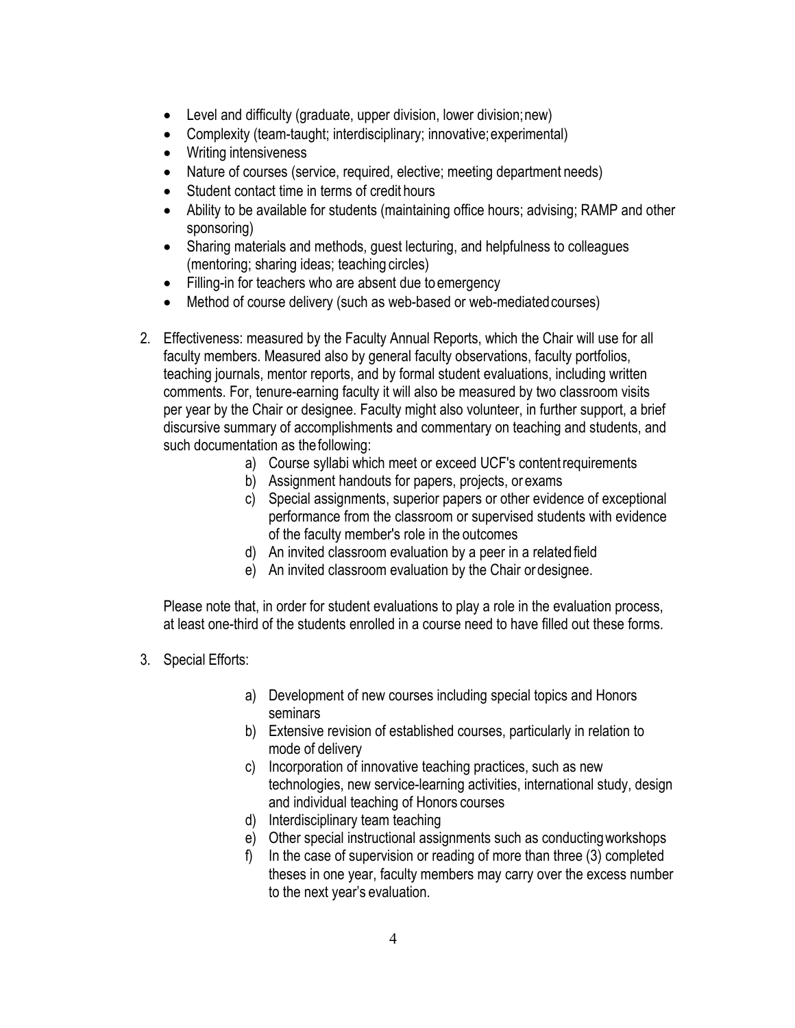- Level and difficulty (graduate, upper division, lower division; new)
- Complexity (team-taught; interdisciplinary; innovative; experimental)
- Writing intensiveness
- Nature of courses (service, required, elective; meeting department needs)
- Student contact time in terms of credit hours
- Ability to be available for students (maintaining office hours; advising; RAMP and other sponsoring)
- Sharing materials and methods, guest lecturing, and helpfulness to colleagues (mentoring; sharing ideas; teaching circles)
- Filling-in for teachers who are absent due to emergency
- Method of course delivery (such as web-based or web-mediated courses)

2. Effectiveness: measured by the Faculty Annual Reports, which the Chair will use for all faculty members. Measured also by general faculty observations, faculty portfolios, teaching journals, mentor reports, and by formal student evaluations, including written comments. For, tenure-earning faculty it will also be measured by two classroom visits per year by the Chair or designee. Faculty might also volunteer, in further support, a brief discursive summary of accomplishments and commentary on teaching and students, and such documentation as the following:
   a) Course syllabi which meet or exceed UCF's content requirements
   b) Assignment handouts for papers, projects, or exams
   c) Special assignments, superior papers or other evidence of exceptional performance from the classroom or supervised students with evidence of the faculty member's role in the outcomes
   d) An invited classroom evaluation by a peer in a related field
   e) An invited classroom evaluation by the Chair or designee.

   Please note that, in order for student evaluations to play a role in the evaluation process, at least one-third of the students enrolled in a course need to have filled out these forms.

3. Special Efforts:
   a) Development of new courses including special topics and Honors seminars
   b) Extensive revision of established courses, particularly in relation to mode of delivery
   c) Incorporation of innovative teaching practices, such as new technologies, new service-learning activities, international study, design and individual teaching of Honors courses
   d) Interdisciplinary team teaching
   e) Other special instructional assignments such as conducting workshops
   f) In the case of supervision or reading of more than three (3) completed theses in one year, faculty members may carry over the excess number to the next year's evaluation.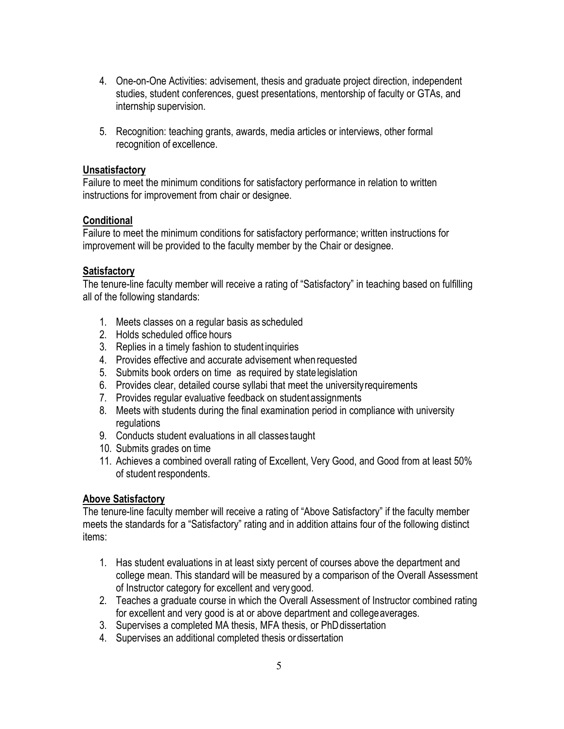4. One-on-One Activities: advisement, thesis and graduate project direction, independent studies, student conferences, guest presentations, mentorship of faculty or GTAs, and internship supervision.

5. Recognition: teaching grants, awards, media articles or interviews, other formal recognition of excellence.

**Unsatisfactory**

Failure to meet the minimum conditions for satisfactory performance in relation to written instructions for improvement from chair or designee.

**Conditional**

Failure to meet the minimum conditions for satisfactory performance; written instructions for improvement will be provided to the faculty member by the Chair or designee.

**Satisfactory**

The tenure-line faculty member will receive a rating of "Satisfactory" in teaching based on fulfilling all of the following standards:

1. Meets classes on a regular basis as scheduled
2. Holds scheduled office hours
3. Replies in a timely fashion to student inquiries
4. Provides effective and accurate advisement when requested
5. Submits book orders on time as required by state legislation
6. Provides clear, detailed course syllabi that meet the university requirements
7. Provides regular evaluative feedback on student assignments
8. Meets with students during the final examination period in compliance with university regulations
9. Conducts student evaluations in all classes taught
10. Submits grades on time
11. Achieves a combined overall rating of Excellent, Very Good, and Good from at least 50% of student respondents.

**Above Satisfactory**

The tenure-line faculty member will receive a rating of "Above Satisfactory" if the faculty member meets the standards for a "Satisfactory" rating and in addition attains four of the following distinct items:

1. Has student evaluations in at least sixty percent of courses above the department and college mean. This standard will be measured by a comparison of the Overall Assessment of Instructor category for excellent and very good.
2. Teaches a graduate course in which the Overall Assessment of Instructor combined rating for excellent and very good is at or above department and college averages.
3. Supervises a completed MA thesis, MFA thesis, or PhD dissertation
4. Supervises an additional completed thesis or dissertation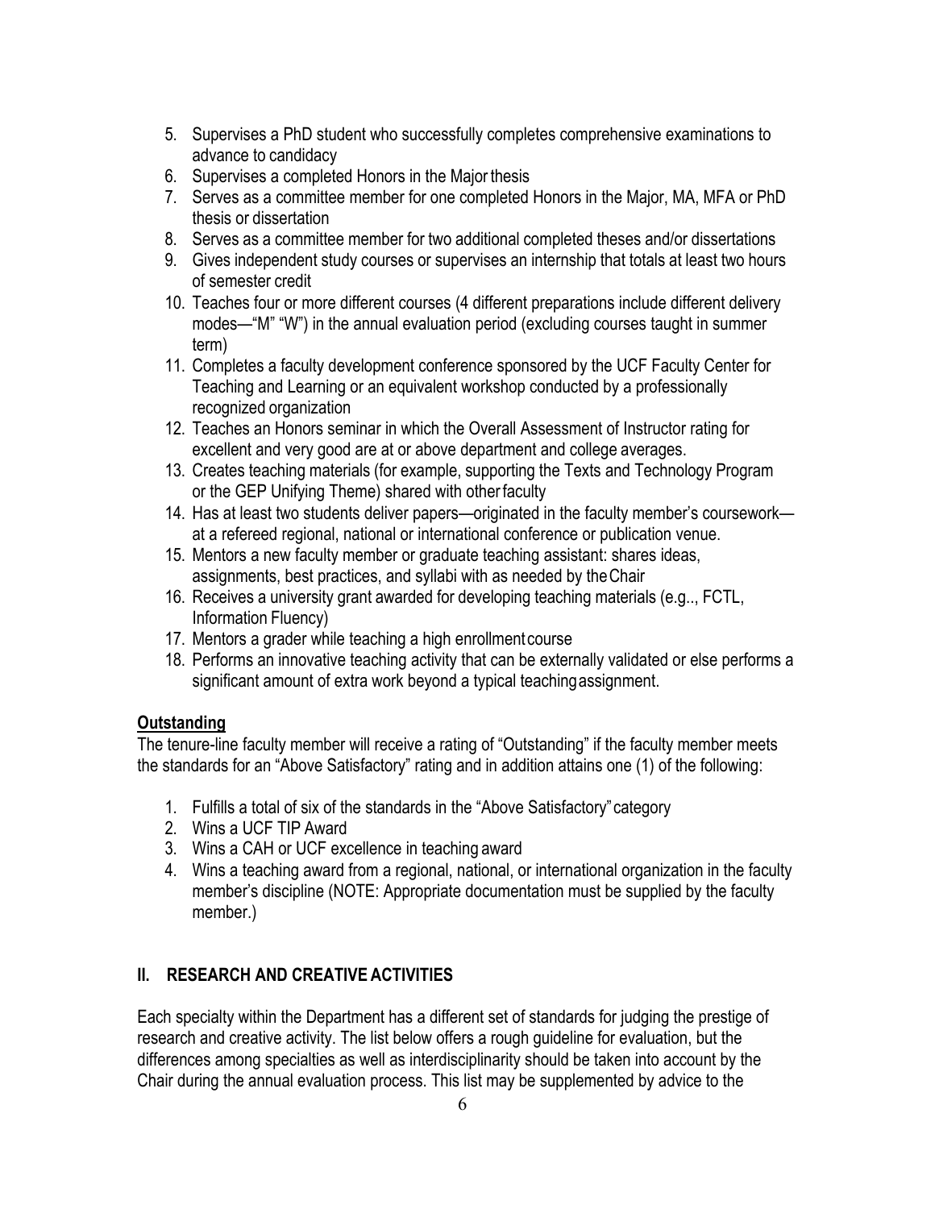5. Supervises a PhD student who successfully completes comprehensive examinations to advance to candidacy
6. Supervises a completed Honors in the Major thesis
7. Serves as a committee member for one completed Honors in the Major, MA, MFA or PhD thesis or dissertation
8. Serves as a committee member for two additional completed theses and/or dissertations
9. Gives independent study courses or supervises an internship that totals at least two hours of semester credit
10. Teaches four or more different courses (4 different preparations include different delivery modes—"M" "W") in the annual evaluation period (excluding courses taught in summer term)
11. Completes a faculty development conference sponsored by the UCF Faculty Center for Teaching and Learning or an equivalent workshop conducted by a professionally recognized organization
12. Teaches an Honors seminar in which the Overall Assessment of Instructor rating for excellent and very good are at or above department and college averages.
13. Creates teaching materials (for example, supporting the Texts and Technology Program or the GEP Unifying Theme) shared with other faculty
14. Has at least two students deliver papers—originated in the faculty member's coursework—at a refereed regional, national or international conference or publication venue.
15. Mentors a new faculty member or graduate teaching assistant: shares ideas, assignments, best practices, and syllabi with as needed by the Chair
16. Receives a university grant awarded for developing teaching materials (e.g.., FCTL, Information Fluency)
17. Mentors a grader while teaching a high enrollment course
18. Performs an innovative teaching activity that can be externally validated or else performs a significant amount of extra work beyond a typical teaching assignment.

**Outstanding**

The tenure-line faculty member will receive a rating of "Outstanding" if the faculty member meets the standards for an "Above Satisfactory" rating and in addition attains one (1) of the following:

1. Fulfills a total of six of the standards in the "Above Satisfactory" category
2. Wins a UCF TIP Award
3. Wins a CAH or UCF excellence in teaching award
4. Wins a teaching award from a regional, national, or international organization in the faculty member's discipline (NOTE: Appropriate documentation must be supplied by the faculty member.)

## II. RESEARCH AND CREATIVE ACTIVITIES

Each specialty within the Department has a different set of standards for judging the prestige of research and creative activity. The list below offers a rough guideline for evaluation, but the differences among specialties as well as interdisciplinarity should be taken into account by the Chair during the annual evaluation process. This list may be supplemented by advice to the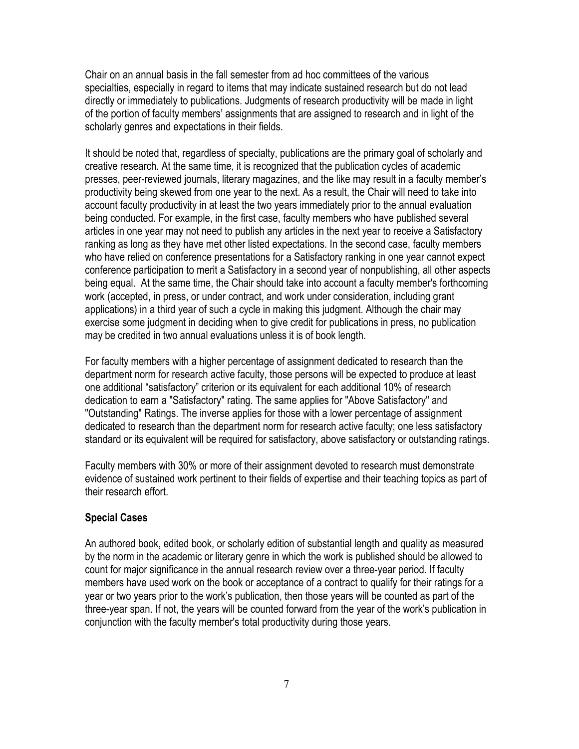Chair on an annual basis in the fall semester from ad hoc committees of the various specialties, especially in regard to items that may indicate sustained research but do not lead directly or immediately to publications. Judgments of research productivity will be made in light of the portion of faculty members' assignments that are assigned to research and in light of the scholarly genres and expectations in their fields.

It should be noted that, regardless of specialty, publications are the primary goal of scholarly and creative research. At the same time, it is recognized that the publication cycles of academic presses, peer-reviewed journals, literary magazines, and the like may result in a faculty member's productivity being skewed from one year to the next. As a result, the Chair will need to take into account faculty productivity in at least the two years immediately prior to the annual evaluation being conducted. For example, in the first case, faculty members who have published several articles in one year may not need to publish any articles in the next year to receive a Satisfactory ranking as long as they have met other listed expectations. In the second case, faculty members who have relied on conference presentations for a Satisfactory ranking in one year cannot expect conference participation to merit a Satisfactory in a second year of nonpublishing, all other aspects being equal. At the same time, the Chair should take into account a faculty member's forthcoming work (accepted, in press, or under contract, and work under consideration, including grant applications) in a third year of such a cycle in making this judgment. Although the chair may exercise some judgment in deciding when to give credit for publications in press, no publication may be credited in two annual evaluations unless it is of book length.

For faculty members with a higher percentage of assignment dedicated to research than the department norm for research active faculty, those persons will be expected to produce at least one additional "satisfactory" criterion or its equivalent for each additional 10% of research dedication to earn a "Satisfactory" rating. The same applies for "Above Satisfactory" and "Outstanding" Ratings. The inverse applies for those with a lower percentage of assignment dedicated to research than the department norm for research active faculty; one less satisfactory standard or its equivalent will be required for satisfactory, above satisfactory or outstanding ratings.

Faculty members with 30% or more of their assignment devoted to research must demonstrate evidence of sustained work pertinent to their fields of expertise and their teaching topics as part of their research effort.

**Special Cases**

An authored book, edited book, or scholarly edition of substantial length and quality as measured by the norm in the academic or literary genre in which the work is published should be allowed to count for major significance in the annual research review over a three-year period. If faculty members have used work on the book or acceptance of a contract to qualify for their ratings for a year or two years prior to the work's publication, then those years will be counted as part of the three-year span. If not, the years will be counted forward from the year of the work's publication in conjunction with the faculty member's total productivity during those years.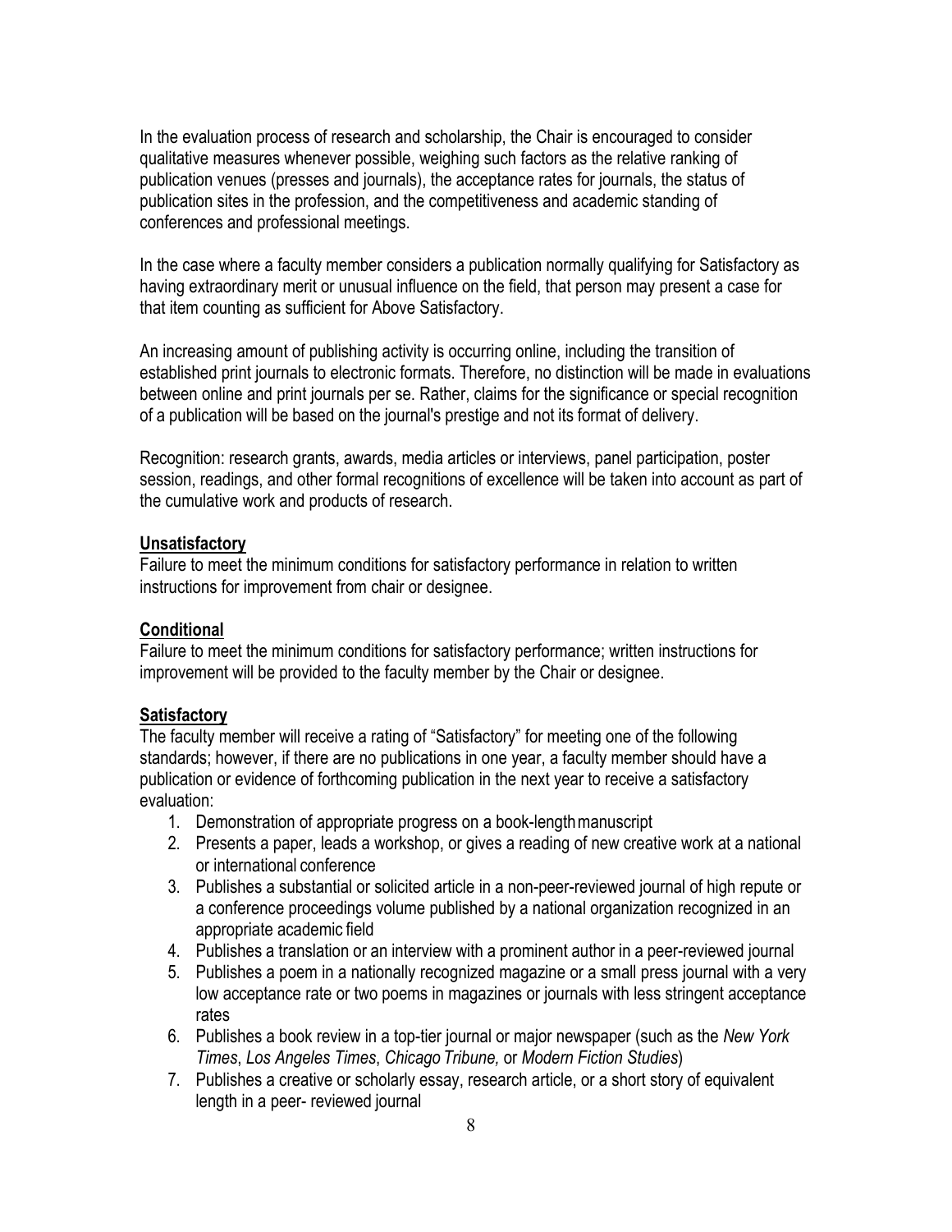In the evaluation process of research and scholarship, the Chair is encouraged to consider qualitative measures whenever possible, weighing such factors as the relative ranking of publication venues (presses and journals), the acceptance rates for journals, the status of publication sites in the profession, and the competitiveness and academic standing of conferences and professional meetings.

In the case where a faculty member considers a publication normally qualifying for Satisfactory as having extraordinary merit or unusual influence on the field, that person may present a case for that item counting as sufficient for Above Satisfactory.

An increasing amount of publishing activity is occurring online, including the transition of established print journals to electronic formats. Therefore, no distinction will be made in evaluations between online and print journals per se. Rather, claims for the significance or special recognition of a publication will be based on the journal's prestige and not its format of delivery.

Recognition: research grants, awards, media articles or interviews, panel participation, poster session, readings, and other formal recognitions of excellence will be taken into account as part of the cumulative work and products of research.

**Unsatisfactory**

Failure to meet the minimum conditions for satisfactory performance in relation to written instructions for improvement from chair or designee.

**Conditional**

Failure to meet the minimum conditions for satisfactory performance; written instructions for improvement will be provided to the faculty member by the Chair or designee.

**Satisfactory**

The faculty member will receive a rating of "Satisfactory" for meeting one of the following standards; however, if there are no publications in one year, a faculty member should have a publication or evidence of forthcoming publication in the next year to receive a satisfactory evaluation:

1. Demonstration of appropriate progress on a book-length manuscript
2. Presents a paper, leads a workshop, or gives a reading of new creative work at a national or international conference
3. Publishes a substantial or solicited article in a non-peer-reviewed journal of high repute or a conference proceedings volume published by a national organization recognized in an appropriate academic field
4. Publishes a translation or an interview with a prominent author in a peer-reviewed journal
5. Publishes a poem in a nationally recognized magazine or a small press journal with a very low acceptance rate or two poems in magazines or journals with less stringent acceptance rates
6. Publishes a book review in a top-tier journal or major newspaper (such as the *New York Times*, *Los Angeles Times*, *Chicago Tribune,* or *Modern Fiction Studies*)
7. Publishes a creative or scholarly essay, research article, or a short story of equivalent length in a peer- reviewed journal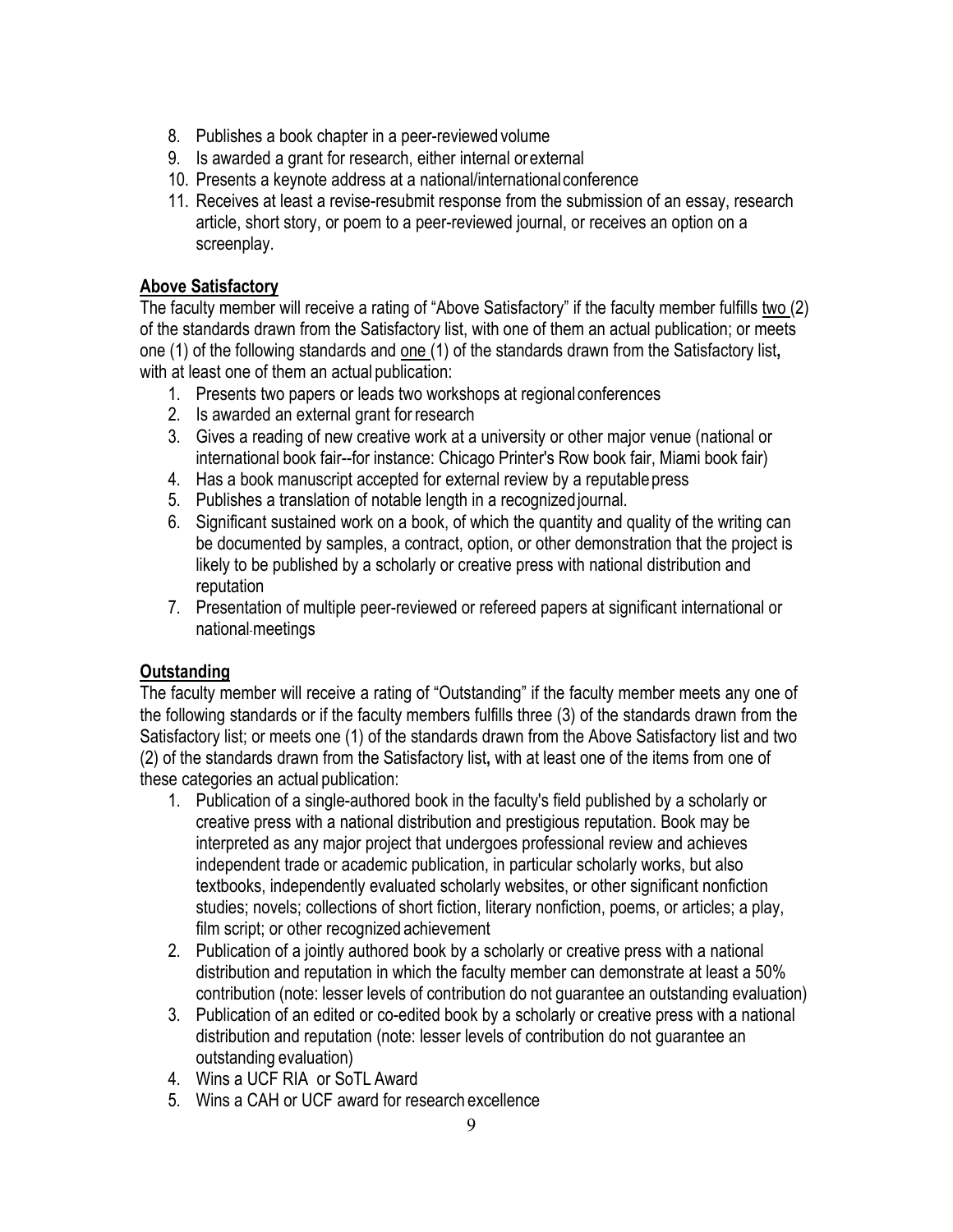8. Publishes a book chapter in a peer-reviewed volume
9. Is awarded a grant for research, either internal or external
10. Presents a keynote address at a national/international conference
11. Receives at least a revise-resubmit response from the submission of an essay, research article, short story, or poem to a peer-reviewed journal, or receives an option on a screenplay.

**Above Satisfactory**

The faculty member will receive a rating of "Above Satisfactory" if the faculty member fulfills two (2) of the standards drawn from the Satisfactory list, with one of them an actual publication; or meets one (1) of the following standards and one (1) of the standards drawn from the Satisfactory list**,** with at least one of them an actual publication:

1. Presents two papers or leads two workshops at regional conferences
2. Is awarded an external grant for research
3. Gives a reading of new creative work at a university or other major venue (national or international book fair--for instance: Chicago Printer's Row book fair, Miami book fair)
4. Has a book manuscript accepted for external review by a reputable press
5. Publishes a translation of notable length in a recognized journal.
6. Significant sustained work on a book, of which the quantity and quality of the writing can be documented by samples, a contract, option, or other demonstration that the project is likely to be published by a scholarly or creative press with national distribution and reputation
7. Presentation of multiple peer-reviewed or refereed papers at significant international or national meetings

**Outstanding**

The faculty member will receive a rating of "Outstanding" if the faculty member meets any one of the following standards or if the faculty members fulfills three (3) of the standards drawn from the Satisfactory list; or meets one (1) of the standards drawn from the Above Satisfactory list and two (2) of the standards drawn from the Satisfactory list**,** with at least one of the items from one of these categories an actual publication:

1. Publication of a single-authored book in the faculty's field published by a scholarly or creative press with a national distribution and prestigious reputation. Book may be interpreted as any major project that undergoes professional review and achieves independent trade or academic publication, in particular scholarly works, but also textbooks, independently evaluated scholarly websites, or other significant nonfiction studies; novels; collections of short fiction, literary nonfiction, poems, or articles; a play, film script; or other recognized achievement
2. Publication of a jointly authored book by a scholarly or creative press with a national distribution and reputation in which the faculty member can demonstrate at least a 50% contribution (note: lesser levels of contribution do not guarantee an outstanding evaluation)
3. Publication of an edited or co-edited book by a scholarly or creative press with a national distribution and reputation (note: lesser levels of contribution do not guarantee an outstanding evaluation)
4. Wins a UCF RIA or SoTL Award
5. Wins a CAH or UCF award for research excellence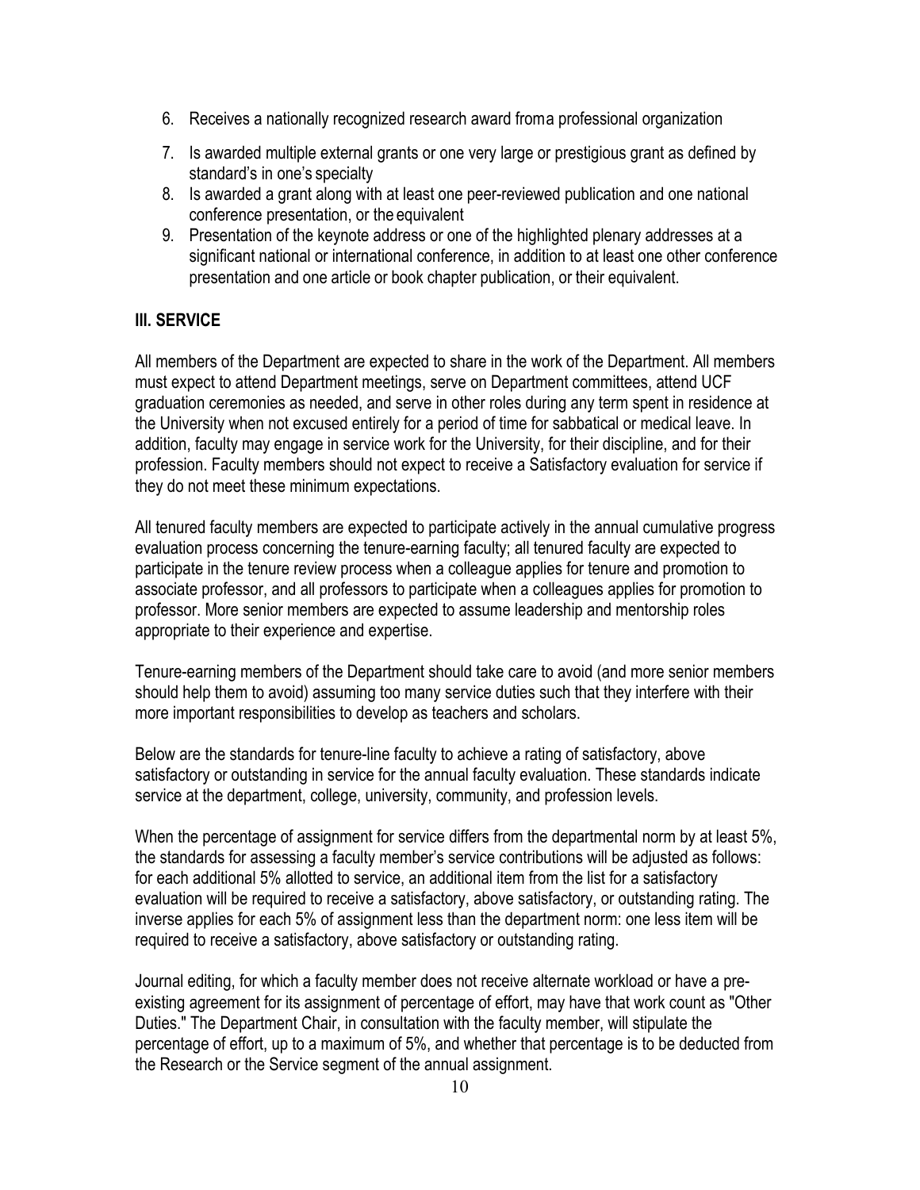6. Receives a nationally recognized research award froma professional organization
7. Is awarded multiple external grants or one very large or prestigious grant as defined by standard's in one's specialty
8. Is awarded a grant along with at least one peer-reviewed publication and one national conference presentation, or the equivalent
9. Presentation of the keynote address or one of the highlighted plenary addresses at a significant national or international conference, in addition to at least one other conference presentation and one article or book chapter publication, or their equivalent.

## III. SERVICE

All members of the Department are expected to share in the work of the Department. All members must expect to attend Department meetings, serve on Department committees, attend UCF graduation ceremonies as needed, and serve in other roles during any term spent in residence at the University when not excused entirely for a period of time for sabbatical or medical leave. In addition, faculty may engage in service work for the University, for their discipline, and for their profession. Faculty members should not expect to receive a Satisfactory evaluation for service if they do not meet these minimum expectations.

All tenured faculty members are expected to participate actively in the annual cumulative progress evaluation process concerning the tenure-earning faculty; all tenured faculty are expected to participate in the tenure review process when a colleague applies for tenure and promotion to associate professor, and all professors to participate when a colleagues applies for promotion to professor. More senior members are expected to assume leadership and mentorship roles appropriate to their experience and expertise.

Tenure-earning members of the Department should take care to avoid (and more senior members should help them to avoid) assuming too many service duties such that they interfere with their more important responsibilities to develop as teachers and scholars.

Below are the standards for tenure-line faculty to achieve a rating of satisfactory, above satisfactory or outstanding in service for the annual faculty evaluation. These standards indicate service at the department, college, university, community, and profession levels.

When the percentage of assignment for service differs from the departmental norm by at least 5%, the standards for assessing a faculty member's service contributions will be adjusted as follows: for each additional 5% allotted to service, an additional item from the list for a satisfactory evaluation will be required to receive a satisfactory, above satisfactory, or outstanding rating. The inverse applies for each 5% of assignment less than the department norm: one less item will be required to receive a satisfactory, above satisfactory or outstanding rating.

Journal editing, for which a faculty member does not receive alternate workload or have a pre-existing agreement for its assignment of percentage of effort, may have that work count as "Other Duties." The Department Chair, in consultation with the faculty member, will stipulate the percentage of effort, up to a maximum of 5%, and whether that percentage is to be deducted from the Research or the Service segment of the annual assignment.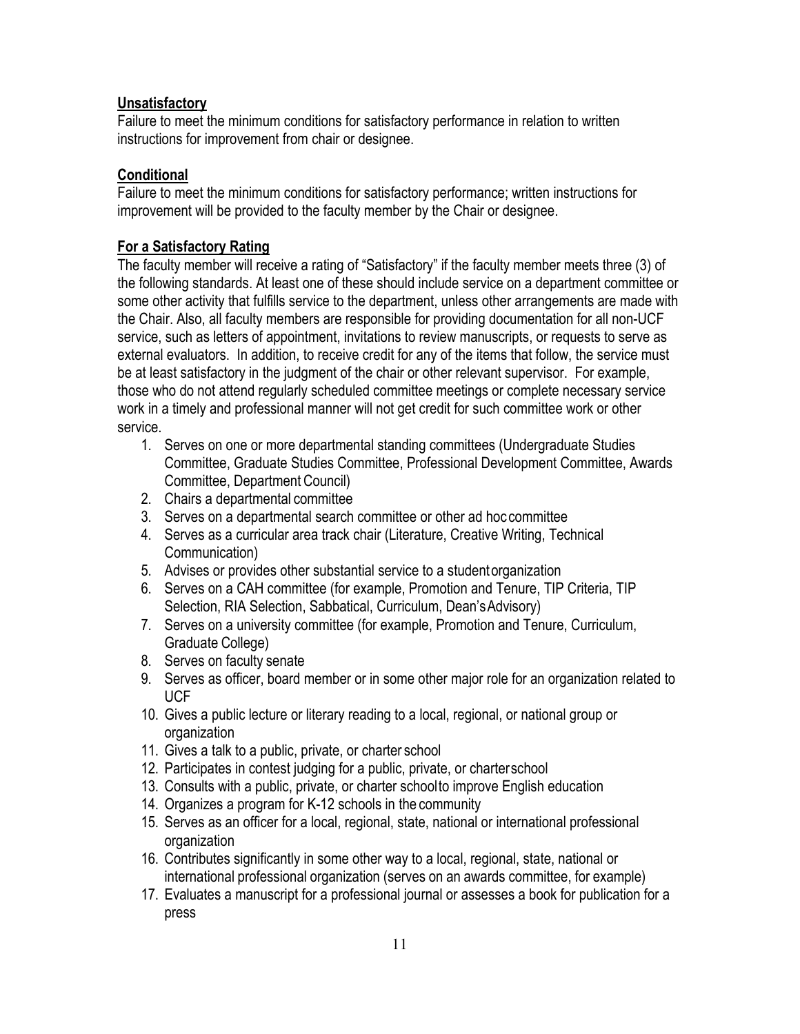**Unsatisfactory**

Failure to meet the minimum conditions for satisfactory performance in relation to written instructions for improvement from chair or designee.

**Conditional**

Failure to meet the minimum conditions for satisfactory performance; written instructions for improvement will be provided to the faculty member by the Chair or designee.

**For a Satisfactory Rating**

The faculty member will receive a rating of "Satisfactory" if the faculty member meets three (3) of the following standards. At least one of these should include service on a department committee or some other activity that fulfills service to the department, unless other arrangements are made with the Chair. Also, all faculty members are responsible for providing documentation for all non-UCF service, such as letters of appointment, invitations to review manuscripts, or requests to serve as external evaluators. In addition, to receive credit for any of the items that follow, the service must be at least satisfactory in the judgment of the chair or other relevant supervisor. For example, those who do not attend regularly scheduled committee meetings or complete necessary service work in a timely and professional manner will not get credit for such committee work or other service.

1. Serves on one or more departmental standing committees (Undergraduate Studies Committee, Graduate Studies Committee, Professional Development Committee, Awards Committee, Department Council)
2. Chairs a departmental committee
3. Serves on a departmental search committee or other ad hoc committee
4. Serves as a curricular area track chair (Literature, Creative Writing, Technical Communication)
5. Advises or provides other substantial service to a student organization
6. Serves on a CAH committee (for example, Promotion and Tenure, TIP Criteria, TIP Selection, RIA Selection, Sabbatical, Curriculum, Dean's Advisory)
7. Serves on a university committee (for example, Promotion and Tenure, Curriculum, Graduate College)
8. Serves on faculty senate
9. Serves as officer, board member or in some other major role for an organization related to UCF
10. Gives a public lecture or literary reading to a local, regional, or national group or organization
11. Gives a talk to a public, private, or charter school
12. Participates in contest judging for a public, private, or charter school
13. Consults with a public, private, or charter school to improve English education
14. Organizes a program for K-12 schools in the community
15. Serves as an officer for a local, regional, state, national or international professional organization
16. Contributes significantly in some other way to a local, regional, state, national or international professional organization (serves on an awards committee, for example)
17. Evaluates a manuscript for a professional journal or assesses a book for publication for a press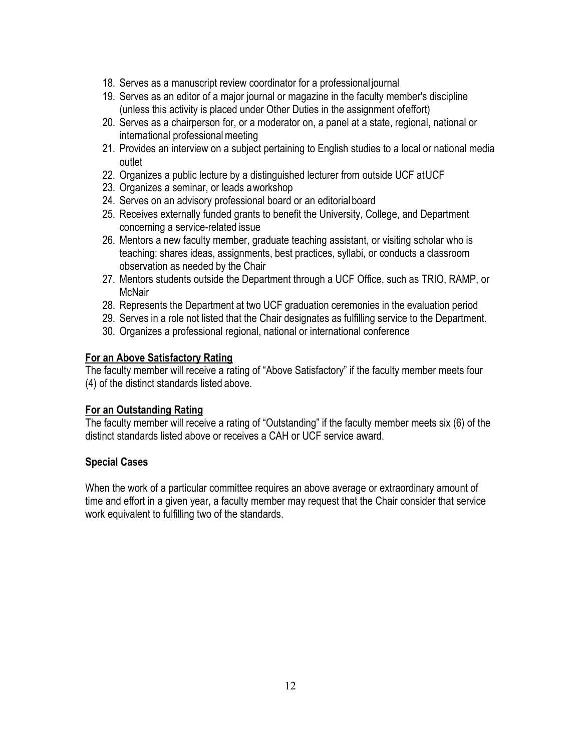18. Serves as a manuscript review coordinator for a professional journal
19. Serves as an editor of a major journal or magazine in the faculty member's discipline (unless this activity is placed under Other Duties in the assignment of effort)
20. Serves as a chairperson for, or a moderator on, a panel at a state, regional, national or international professional meeting
21. Provides an interview on a subject pertaining to English studies to a local or national media outlet
22. Organizes a public lecture by a distinguished lecturer from outside UCF at UCF
23. Organizes a seminar, or leads a workshop
24. Serves on an advisory professional board or an editorial board
25. Receives externally funded grants to benefit the University, College, and Department concerning a service-related issue
26. Mentors a new faculty member, graduate teaching assistant, or visiting scholar who is teaching: shares ideas, assignments, best practices, syllabi, or conducts a classroom observation as needed by the Chair
27. Mentors students outside the Department through a UCF Office, such as TRIO, RAMP, or McNair
28. Represents the Department at two UCF graduation ceremonies in the evaluation period
29. Serves in a role not listed that the Chair designates as fulfilling service to the Department.
30. Organizes a professional regional, national or international conference

**For an Above Satisfactory Rating**

The faculty member will receive a rating of "Above Satisfactory" if the faculty member meets four (4) of the distinct standards listed above.

**For an Outstanding Rating**

The faculty member will receive a rating of "Outstanding" if the faculty member meets six (6) of the distinct standards listed above or receives a CAH or UCF service award.

**Special Cases**

When the work of a particular committee requires an above average or extraordinary amount of time and effort in a given year, a faculty member may request that the Chair consider that service work equivalent to fulfilling two of the standards.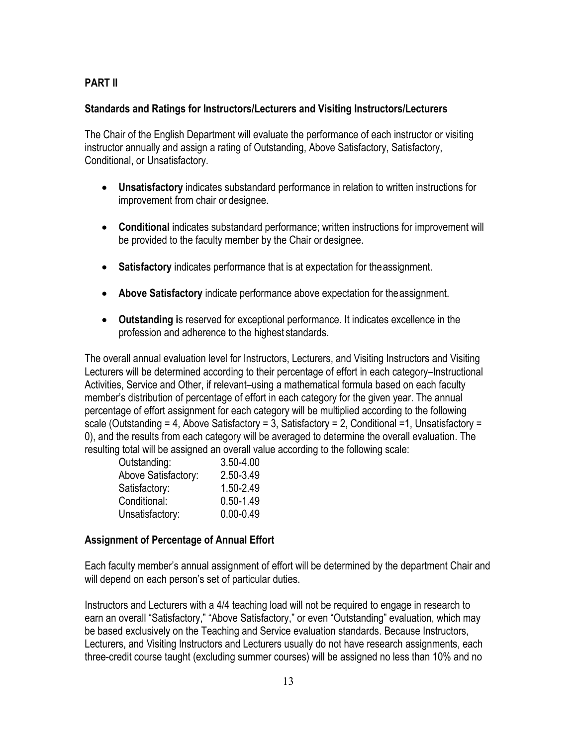**PART II**

**Standards and Ratings for Instructors/Lecturers and Visiting Instructors/Lecturers**

The Chair of the English Department will evaluate the performance of each instructor or visiting instructor annually and assign a rating of Outstanding, Above Satisfactory, Satisfactory, Conditional, or Unsatisfactory.

- **Unsatisfactory** indicates substandard performance in relation to written instructions for improvement from chair or designee.
- **Conditional** indicates substandard performance; written instructions for improvement will be provided to the faculty member by the Chair or designee.
- **Satisfactory** indicates performance that is at expectation for the assignment.
- **Above Satisfactory** indicate performance above expectation for the assignment.
- **Outstanding i**s reserved for exceptional performance. It indicates excellence in the profession and adherence to the highest standards.

The overall annual evaluation level for Instructors, Lecturers, and Visiting Instructors and Visiting Lecturers will be determined according to their percentage of effort in each category–Instructional Activities, Service and Other, if relevant–using a mathematical formula based on each faculty member's distribution of percentage of effort in each category for the given year. The annual percentage of effort assignment for each category will be multiplied according to the following scale (Outstanding = 4, Above Satisfactory = 3, Satisfactory = 2, Conditional =1, Unsatisfactory = 0), and the results from each category will be averaged to determine the overall evaluation. The resulting total will be assigned an overall value according to the following scale:

| | |
|---|---|
| Outstanding: | 3.50-4.00 |
| Above Satisfactory: | 2.50-3.49 |
| Satisfactory: | 1.50-2.49 |
| Conditional: | 0.50-1.49 |
| Unsatisfactory: | 0.00-0.49 |

**Assignment of Percentage of Annual Effort**

Each faculty member's annual assignment of effort will be determined by the department Chair and will depend on each person's set of particular duties.

Instructors and Lecturers with a 4/4 teaching load will not be required to engage in research to earn an overall "Satisfactory," "Above Satisfactory," or even "Outstanding" evaluation, which may be based exclusively on the Teaching and Service evaluation standards. Because Instructors, Lecturers, and Visiting Instructors and Lecturers usually do not have research assignments, each three-credit course taught (excluding summer courses) will be assigned no less than 10% and no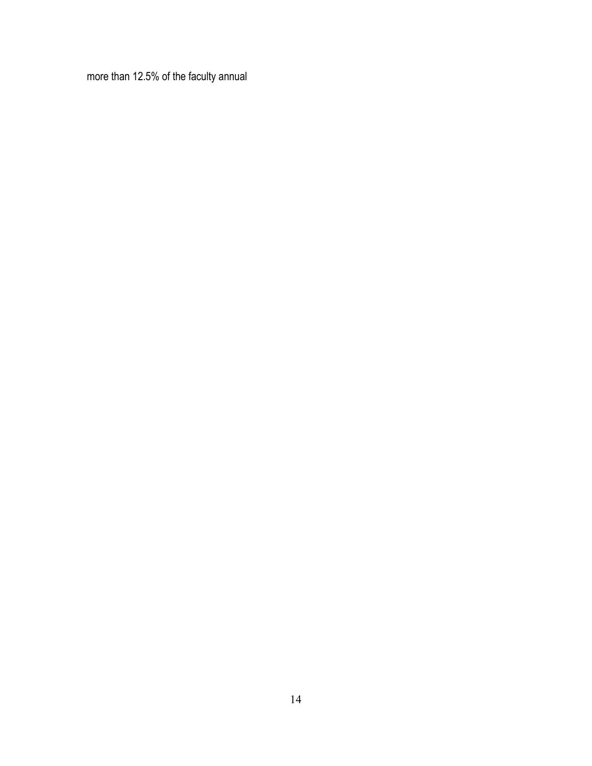more than 12.5% of the faculty annual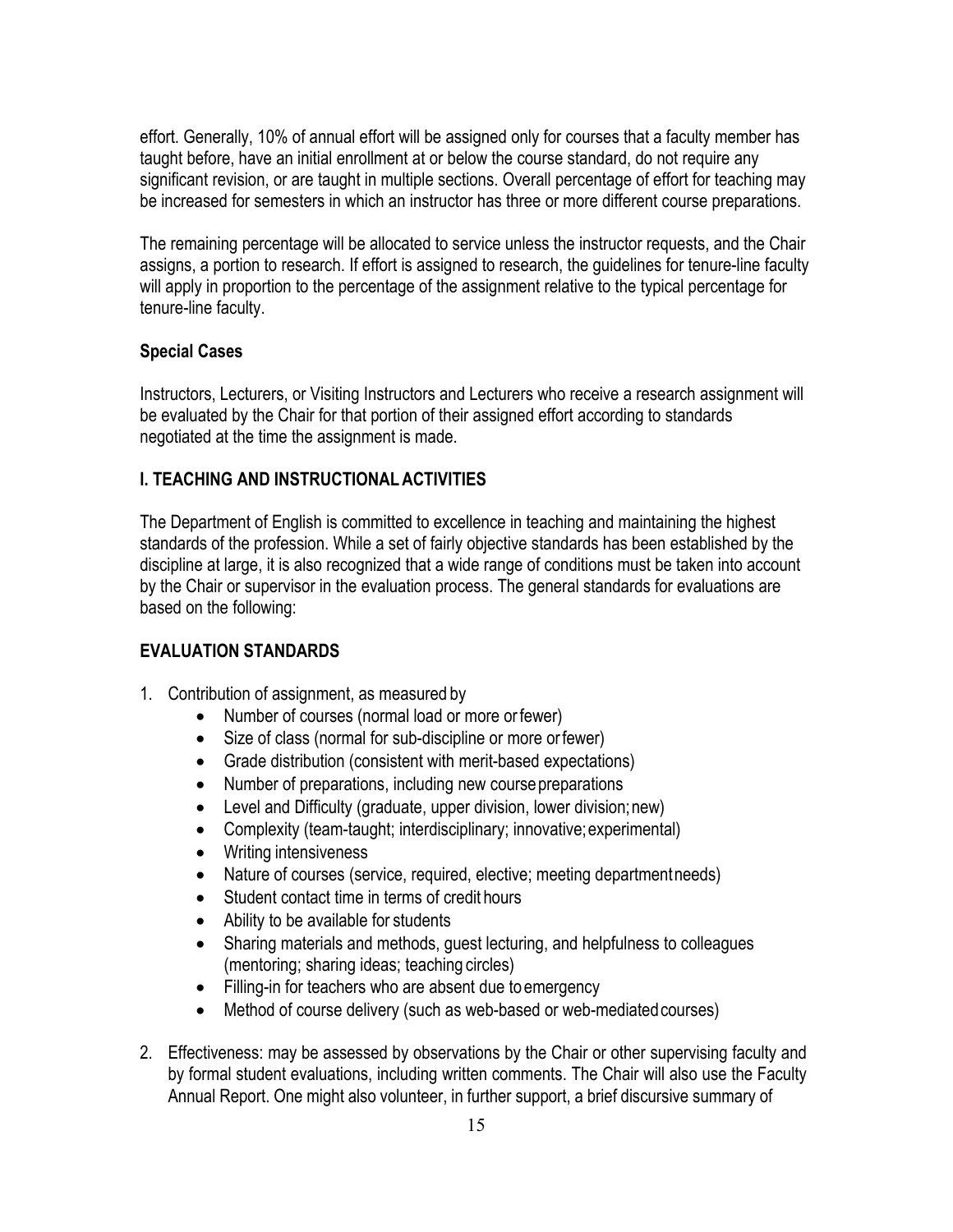effort. Generally, 10% of annual effort will be assigned only for courses that a faculty member has taught before, have an initial enrollment at or below the course standard, do not require any significant revision, or are taught in multiple sections. Overall percentage of effort for teaching may be increased for semesters in which an instructor has three or more different course preparations.

The remaining percentage will be allocated to service unless the instructor requests, and the Chair assigns, a portion to research. If effort is assigned to research, the guidelines for tenure-line faculty will apply in proportion to the percentage of the assignment relative to the typical percentage for tenure-line faculty.

**Special Cases**

Instructors, Lecturers, or Visiting Instructors and Lecturers who receive a research assignment will be evaluated by the Chair for that portion of their assigned effort according to standards negotiated at the time the assignment is made.

## I. TEACHING AND INSTRUCTIONAL ACTIVITIES

The Department of English is committed to excellence in teaching and maintaining the highest standards of the profession. While a set of fairly objective standards has been established by the discipline at large, it is also recognized that a wide range of conditions must be taken into account by the Chair or supervisor in the evaluation process. The general standards for evaluations are based on the following:

## EVALUATION STANDARDS

1. Contribution of assignment, as measured by
   - Number of courses (normal load or more or fewer)
   - Size of class (normal for sub-discipline or more or fewer)
   - Grade distribution (consistent with merit-based expectations)
   - Number of preparations, including new course preparations
   - Level and Difficulty (graduate, upper division, lower division; new)
   - Complexity (team-taught; interdisciplinary; innovative; experimental)
   - Writing intensiveness
   - Nature of courses (service, required, elective; meeting department needs)
   - Student contact time in terms of credit hours
   - Ability to be available for students
   - Sharing materials and methods, guest lecturing, and helpfulness to colleagues (mentoring; sharing ideas; teaching circles)
   - Filling-in for teachers who are absent due to emergency
   - Method of course delivery (such as web-based or web-mediated courses)
2. Effectiveness: may be assessed by observations by the Chair or other supervising faculty and by formal student evaluations, including written comments. The Chair will also use the Faculty Annual Report. One might also volunteer, in further support, a brief discursive summary of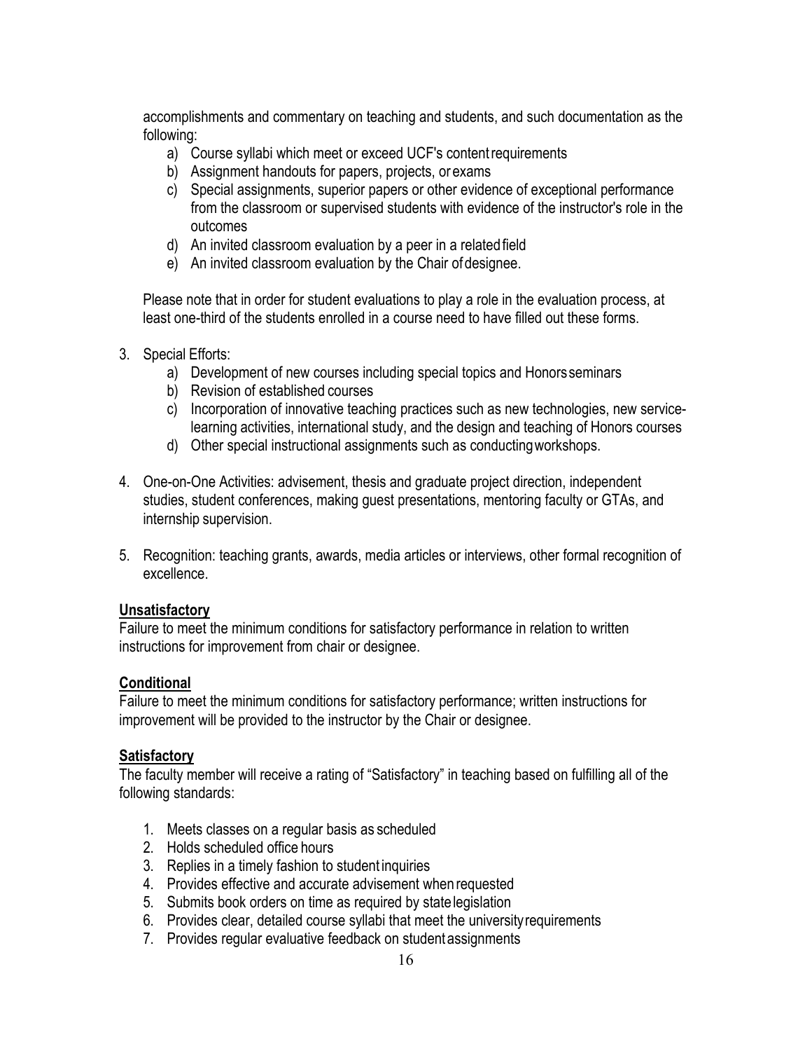accomplishments and commentary on teaching and students, and such documentation as the following:

a) Course syllabi which meet or exceed UCF's content requirements
b) Assignment handouts for papers, projects, or exams
c) Special assignments, superior papers or other evidence of exceptional performance from the classroom or supervised students with evidence of the instructor's role in the outcomes
d) An invited classroom evaluation by a peer in a related field
e) An invited classroom evaluation by the Chair of designee.

Please note that in order for student evaluations to play a role in the evaluation process, at least one-third of the students enrolled in a course need to have filled out these forms.

3. Special Efforts:
    a) Development of new courses including special topics and Honors seminars
    b) Revision of established courses
    c) Incorporation of innovative teaching practices such as new technologies, new service-learning activities, international study, and the design and teaching of Honors courses
    d) Other special instructional assignments such as conducting workshops.

4. One-on-One Activities: advisement, thesis and graduate project direction, independent studies, student conferences, making guest presentations, mentoring faculty or GTAs, and internship supervision.

5. Recognition: teaching grants, awards, media articles or interviews, other formal recognition of excellence.

**Unsatisfactory**

Failure to meet the minimum conditions for satisfactory performance in relation to written instructions for improvement from chair or designee.

**Conditional**

Failure to meet the minimum conditions for satisfactory performance; written instructions for improvement will be provided to the instructor by the Chair or designee.

**Satisfactory**

The faculty member will receive a rating of "Satisfactory" in teaching based on fulfilling all of the following standards:

1. Meets classes on a regular basis as scheduled
2. Holds scheduled office hours
3. Replies in a timely fashion to student inquiries
4. Provides effective and accurate advisement when requested
5. Submits book orders on time as required by state legislation
6. Provides clear, detailed course syllabi that meet the university requirements
7. Provides regular evaluative feedback on student assignments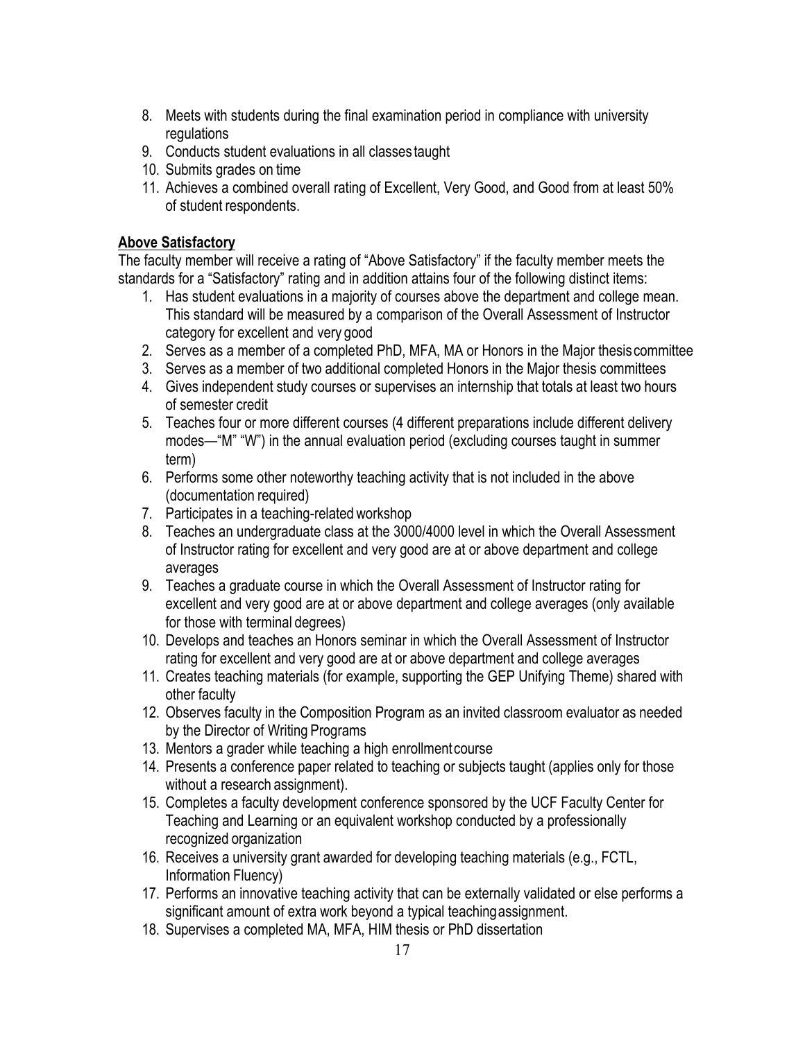8. Meets with students during the final examination period in compliance with university regulations
9. Conducts student evaluations in all classes taught
10. Submits grades on time
11. Achieves a combined overall rating of Excellent, Very Good, and Good from at least 50% of student respondents.

**Above Satisfactory**

The faculty member will receive a rating of "Above Satisfactory" if the faculty member meets the standards for a "Satisfactory" rating and in addition attains four of the following distinct items:

1. Has student evaluations in a majority of courses above the department and college mean. This standard will be measured by a comparison of the Overall Assessment of Instructor category for excellent and very good
2. Serves as a member of a completed PhD, MFA, MA or Honors in the Major thesis committee
3. Serves as a member of two additional completed Honors in the Major thesis committees
4. Gives independent study courses or supervises an internship that totals at least two hours of semester credit
5. Teaches four or more different courses (4 different preparations include different delivery modes—"M" "W") in the annual evaluation period (excluding courses taught in summer term)
6. Performs some other noteworthy teaching activity that is not included in the above (documentation required)
7. Participates in a teaching-related workshop
8. Teaches an undergraduate class at the 3000/4000 level in which the Overall Assessment of Instructor rating for excellent and very good are at or above department and college averages
9. Teaches a graduate course in which the Overall Assessment of Instructor rating for excellent and very good are at or above department and college averages (only available for those with terminal degrees)
10. Develops and teaches an Honors seminar in which the Overall Assessment of Instructor rating for excellent and very good are at or above department and college averages
11. Creates teaching materials (for example, supporting the GEP Unifying Theme) shared with other faculty
12. Observes faculty in the Composition Program as an invited classroom evaluator as needed by the Director of Writing Programs
13. Mentors a grader while teaching a high enrollment course
14. Presents a conference paper related to teaching or subjects taught (applies only for those without a research assignment).
15. Completes a faculty development conference sponsored by the UCF Faculty Center for Teaching and Learning or an equivalent workshop conducted by a professionally recognized organization
16. Receives a university grant awarded for developing teaching materials (e.g., FCTL, Information Fluency)
17. Performs an innovative teaching activity that can be externally validated or else performs a significant amount of extra work beyond a typical teaching assignment.
18. Supervises a completed MA, MFA, HIM thesis or PhD dissertation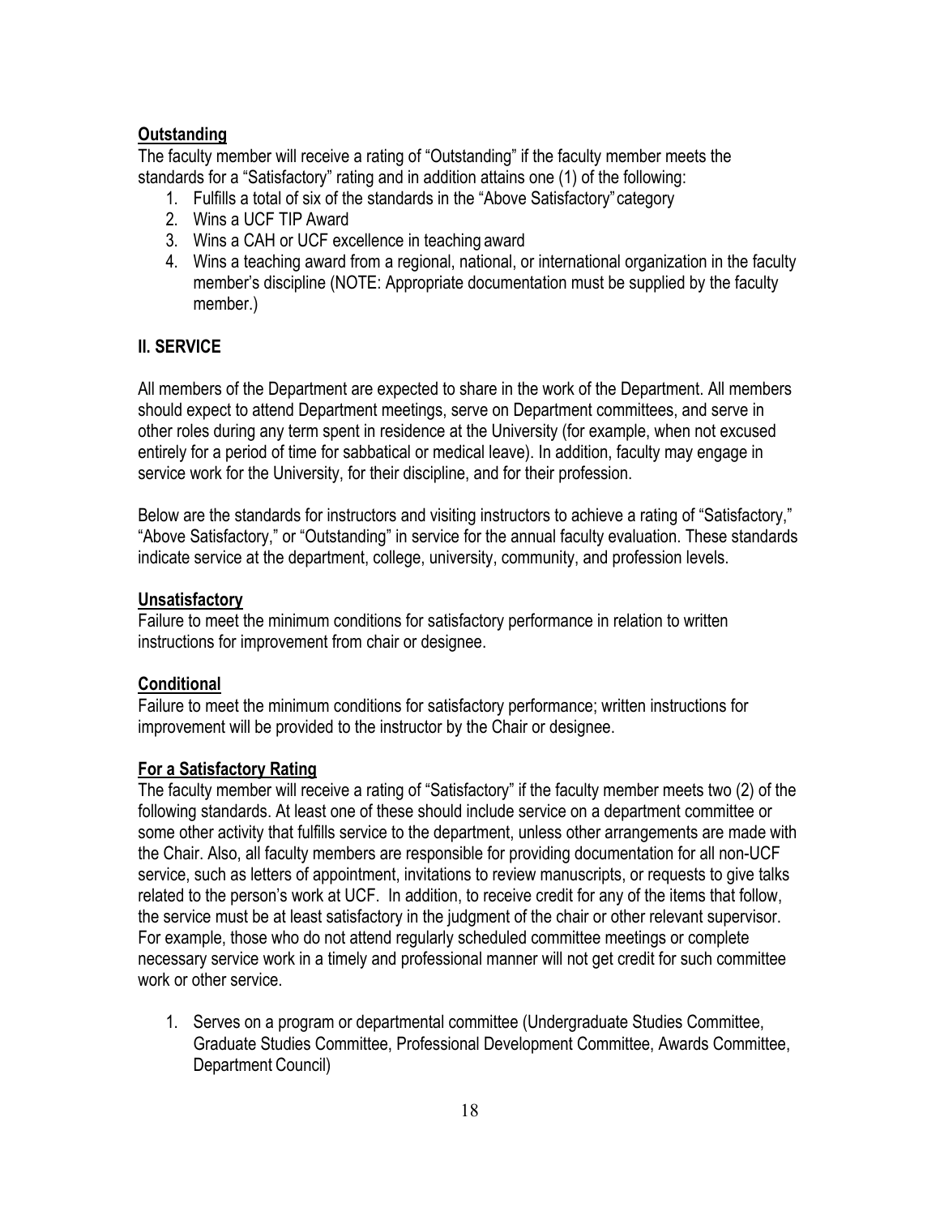**Outstanding**

The faculty member will receive a rating of "Outstanding" if the faculty member meets the standards for a "Satisfactory" rating and in addition attains one (1) of the following:

1. Fulfills a total of six of the standards in the "Above Satisfactory" category
2. Wins a UCF TIP Award
3. Wins a CAH or UCF excellence in teaching award
4. Wins a teaching award from a regional, national, or international organization in the faculty member's discipline (NOTE: Appropriate documentation must be supplied by the faculty member.)

## II. SERVICE

All members of the Department are expected to share in the work of the Department. All members should expect to attend Department meetings, serve on Department committees, and serve in other roles during any term spent in residence at the University (for example, when not excused entirely for a period of time for sabbatical or medical leave). In addition, faculty may engage in service work for the University, for their discipline, and for their profession.

Below are the standards for instructors and visiting instructors to achieve a rating of "Satisfactory," "Above Satisfactory," or "Outstanding" in service for the annual faculty evaluation. These standards indicate service at the department, college, university, community, and profession levels.

**Unsatisfactory**

Failure to meet the minimum conditions for satisfactory performance in relation to written instructions for improvement from chair or designee.

**Conditional**

Failure to meet the minimum conditions for satisfactory performance; written instructions for improvement will be provided to the instructor by the Chair or designee.

**For a Satisfactory Rating**

The faculty member will receive a rating of "Satisfactory" if the faculty member meets two (2) of the following standards. At least one of these should include service on a department committee or some other activity that fulfills service to the department, unless other arrangements are made with the Chair. Also, all faculty members are responsible for providing documentation for all non-UCF service, such as letters of appointment, invitations to review manuscripts, or requests to give talks related to the person's work at UCF. In addition, to receive credit for any of the items that follow, the service must be at least satisfactory in the judgment of the chair or other relevant supervisor. For example, those who do not attend regularly scheduled committee meetings or complete necessary service work in a timely and professional manner will not get credit for such committee work or other service.

1. Serves on a program or departmental committee (Undergraduate Studies Committee, Graduate Studies Committee, Professional Development Committee, Awards Committee, Department Council)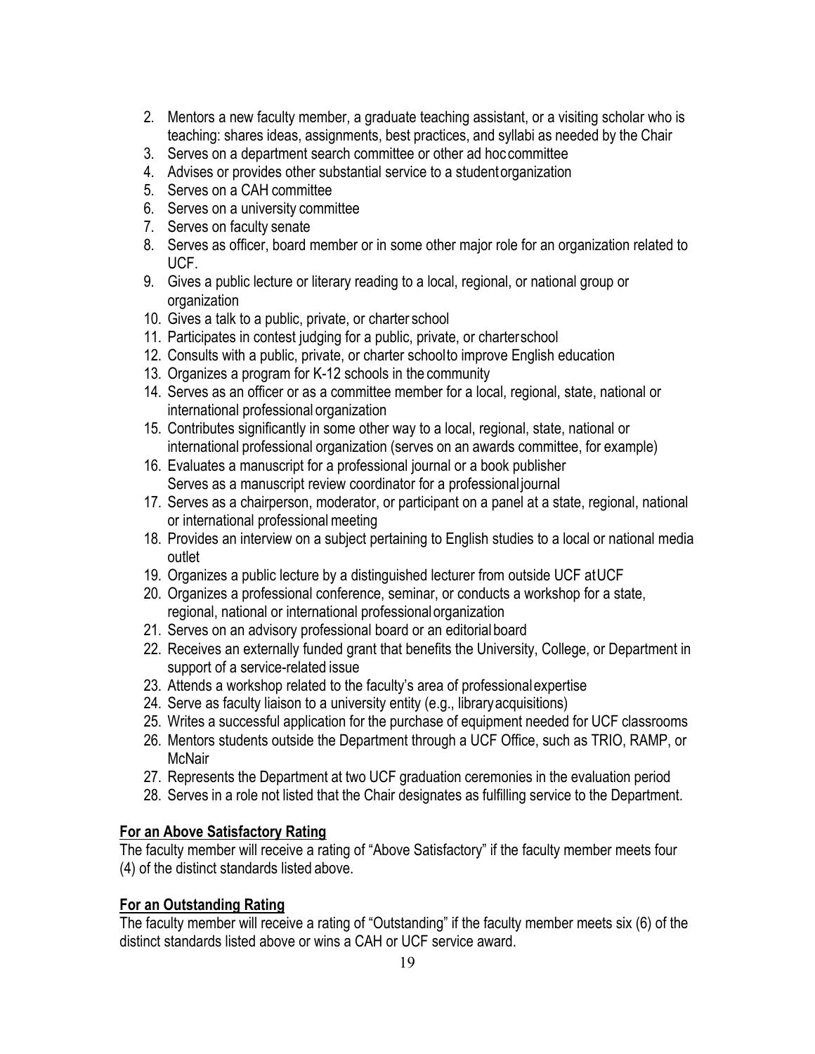2. Mentors a new faculty member, a graduate teaching assistant, or a visiting scholar who is teaching: shares ideas, assignments, best practices, and syllabi as needed by the Chair
3. Serves on a department search committee or other ad hoc committee
4. Advises or provides other substantial service to a student organization
5. Serves on a CAH committee
6. Serves on a university committee
7. Serves on faculty senate
8. Serves as officer, board member or in some other major role for an organization related to UCF.
9. Gives a public lecture or literary reading to a local, regional, or national group or organization
10. Gives a talk to a public, private, or charter school
11. Participates in contest judging for a public, private, or charter school
12. Consults with a public, private, or charter school to improve English education
13. Organizes a program for K-12 schools in the community
14. Serves as an officer or as a committee member for a local, regional, state, national or international professional organization
15. Contributes significantly in some other way to a local, regional, state, national or international professional organization (serves on an awards committee, for example)
16. Evaluates a manuscript for a professional journal or a book publisher
    Serves as a manuscript review coordinator for a professional journal
17. Serves as a chairperson, moderator, or participant on a panel at a state, regional, national or international professional meeting
18. Provides an interview on a subject pertaining to English studies to a local or national media outlet
19. Organizes a public lecture by a distinguished lecturer from outside UCF at UCF
20. Organizes a professional conference, seminar, or conducts a workshop for a state, regional, national or international professional organization
21. Serves on an advisory professional board or an editorial board
22. Receives an externally funded grant that benefits the University, College, or Department in support of a service-related issue
23. Attends a workshop related to the faculty's area of professional expertise
24. Serve as faculty liaison to a university entity (e.g., library acquisitions)
25. Writes a successful application for the purchase of equipment needed for UCF classrooms
26. Mentors students outside the Department through a UCF Office, such as TRIO, RAMP, or McNair
27. Represents the Department at two UCF graduation ceremonies in the evaluation period
28. Serves in a role not listed that the Chair designates as fulfilling service to the Department.

**For an Above Satisfactory Rating**

The faculty member will receive a rating of "Above Satisfactory" if the faculty member meets four (4) of the distinct standards listed above.

**For an Outstanding Rating**

The faculty member will receive a rating of "Outstanding" if the faculty member meets six (6) of the distinct standards listed above or wins a CAH or UCF service award.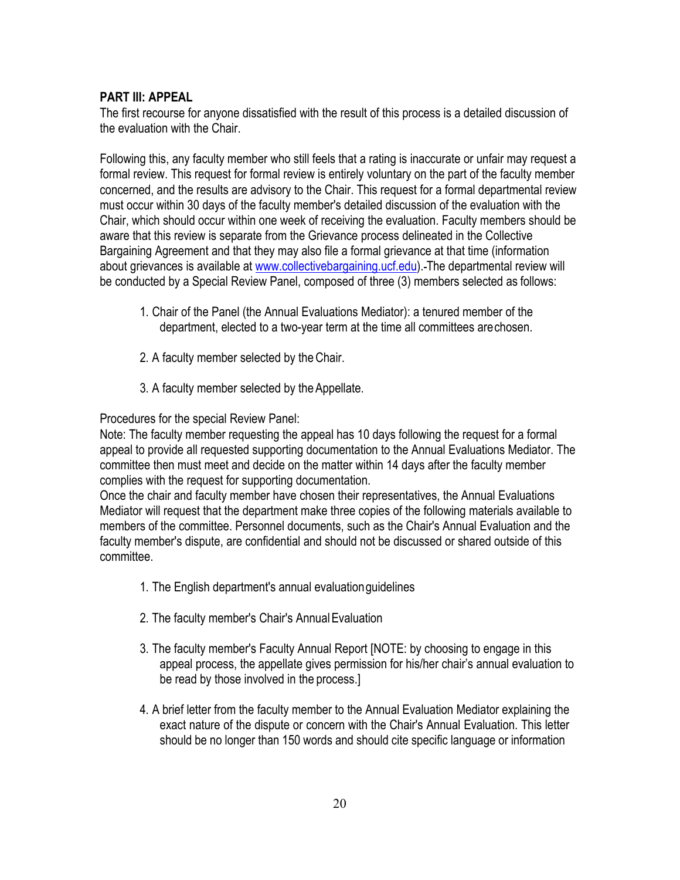**PART III: APPEAL**

The first recourse for anyone dissatisfied with the result of this process is a detailed discussion of the evaluation with the Chair.

Following this, any faculty member who still feels that a rating is inaccurate or unfair may request a formal review. This request for formal review is entirely voluntary on the part of the faculty member concerned, and the results are advisory to the Chair. This request for a formal departmental review must occur within 30 days of the faculty member's detailed discussion of the evaluation with the Chair, which should occur within one week of receiving the evaluation. Faculty members should be aware that this review is separate from the Grievance process delineated in the Collective Bargaining Agreement and that they may also file a formal grievance at that time (information about grievances is available at www.collectivebargaining.ucf.edu).-The departmental review will be conducted by a Special Review Panel, composed of three (3) members selected as follows:

1. Chair of the Panel (the Annual Evaluations Mediator): a tenured member of the department, elected to a two-year term at the time all committees are chosen.
2. A faculty member selected by the Chair.
3. A faculty member selected by the Appellate.

Procedures for the special Review Panel:

Note: The faculty member requesting the appeal has 10 days following the request for a formal appeal to provide all requested supporting documentation to the Annual Evaluations Mediator. The committee then must meet and decide on the matter within 14 days after the faculty member complies with the request for supporting documentation.

Once the chair and faculty member have chosen their representatives, the Annual Evaluations Mediator will request that the department make three copies of the following materials available to members of the committee. Personnel documents, such as the Chair's Annual Evaluation and the faculty member's dispute, are confidential and should not be discussed or shared outside of this committee.

1. The English department's annual evaluation guidelines
2. The faculty member's Chair's Annual Evaluation
3. The faculty member's Faculty Annual Report [NOTE: by choosing to engage in this appeal process, the appellate gives permission for his/her chair's annual evaluation to be read by those involved in the process.]
4. A brief letter from the faculty member to the Annual Evaluation Mediator explaining the exact nature of the dispute or concern with the Chair's Annual Evaluation. This letter should be no longer than 150 words and should cite specific language or information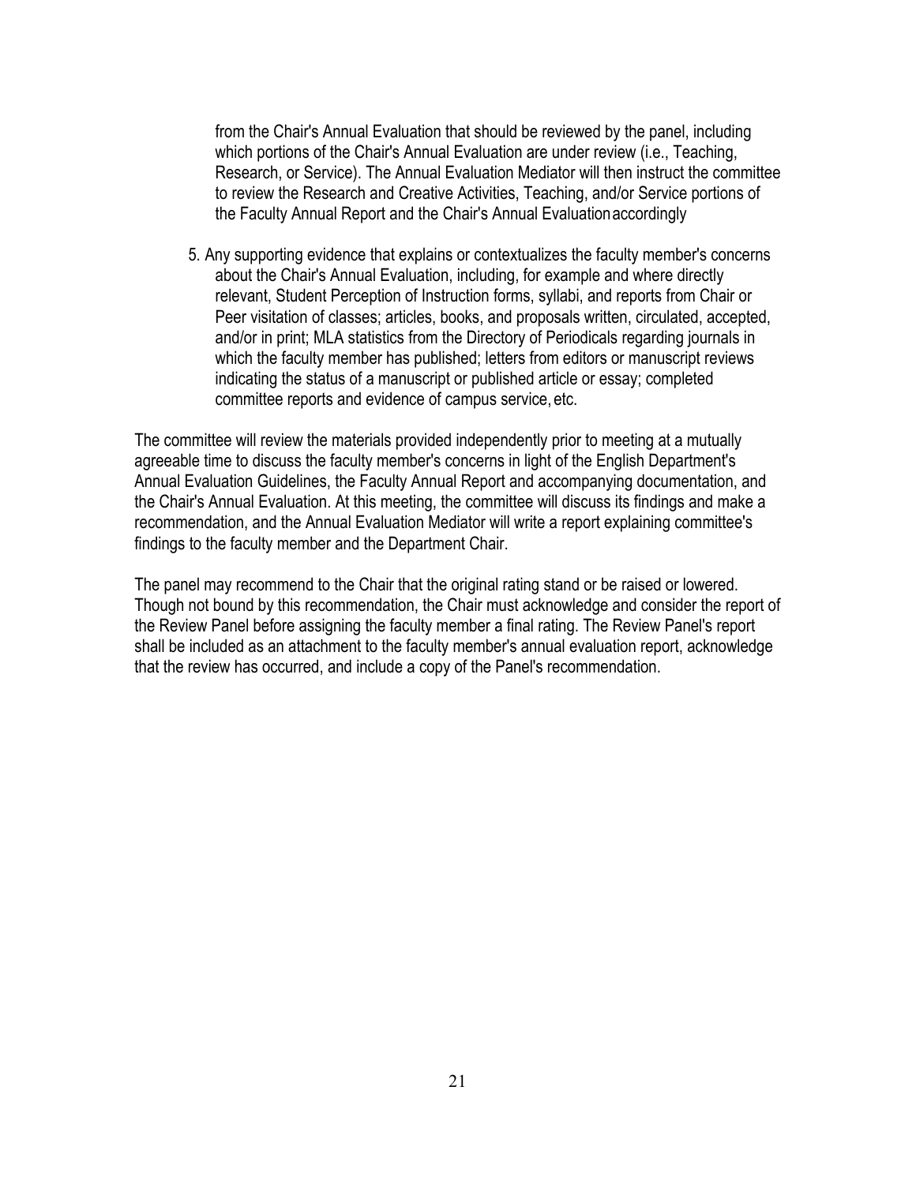from the Chair's Annual Evaluation that should be reviewed by the panel, including which portions of the Chair's Annual Evaluation are under review (i.e., Teaching, Research, or Service). The Annual Evaluation Mediator will then instruct the committee to review the Research and Creative Activities, Teaching, and/or Service portions of the Faculty Annual Report and the Chair's Annual Evaluation accordingly

5. Any supporting evidence that explains or contextualizes the faculty member's concerns about the Chair's Annual Evaluation, including, for example and where directly relevant, Student Perception of Instruction forms, syllabi, and reports from Chair or Peer visitation of classes; articles, books, and proposals written, circulated, accepted, and/or in print; MLA statistics from the Directory of Periodicals regarding journals in which the faculty member has published; letters from editors or manuscript reviews indicating the status of a manuscript or published article or essay; completed committee reports and evidence of campus service, etc.

The committee will review the materials provided independently prior to meeting at a mutually agreeable time to discuss the faculty member's concerns in light of the English Department's Annual Evaluation Guidelines, the Faculty Annual Report and accompanying documentation, and the Chair's Annual Evaluation. At this meeting, the committee will discuss its findings and make a recommendation, and the Annual Evaluation Mediator will write a report explaining committee's findings to the faculty member and the Department Chair.

The panel may recommend to the Chair that the original rating stand or be raised or lowered. Though not bound by this recommendation, the Chair must acknowledge and consider the report of the Review Panel before assigning the faculty member a final rating. The Review Panel's report shall be included as an attachment to the faculty member's annual evaluation report, acknowledge that the review has occurred, and include a copy of the Panel's recommendation.